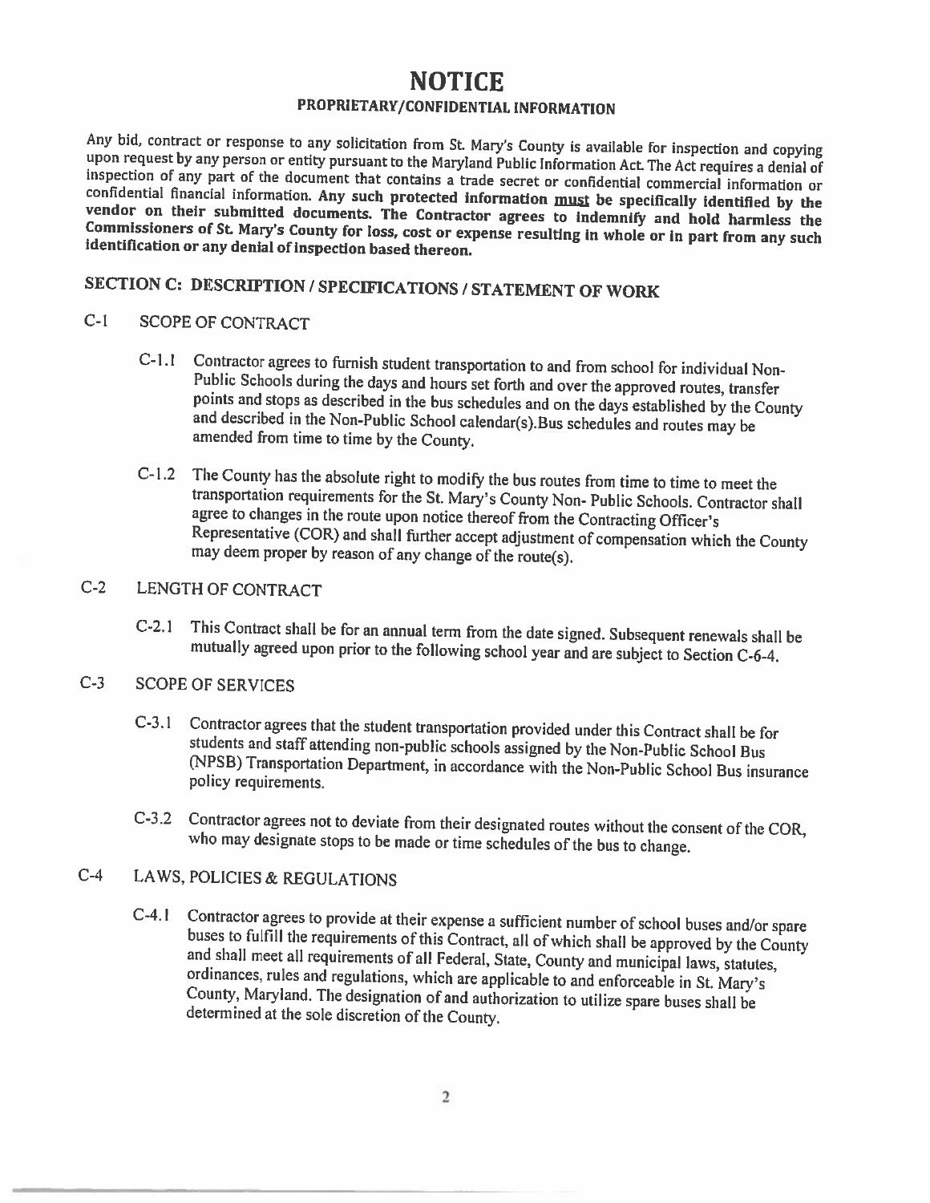# NOTICE

## PROPRIETARY/CONFIDENTIAL INFORMATION

Any bid, contract or response to any solicitation from St. Mary's County is available for inspection and copying upon request by any person or entity pursuant to the Maryland Public Information Act. The Act requires a denial of inspection of any part of the document that contains a trade secret or confidential commercial information or confidential financial information. **Any such protected information <u>must</u> be specifically identified by the vendor on their submitted documents. The Contractor agrees to indemnify and hold harmless the Commissioners of St. Mary's County for loss, cost or expense resulting in whole or in part from any such identification or any denial of inspection based thereon.**

## SECTION C: DESCRIPTION / SPECIFICATIONS / STATEMENT OF WORK

C-1 SCOPE OF CONTRACT

C-1.1 Contractor agrees to furnish student transportation to and from school for individual Non-Public Schools during the days and hours set forth and over the approved routes, transfer points and stops as described in the bus schedules and on the days established by the County and described in the Non-Public School calendar(s).Bus schedules and routes may be amended from time to time by the County.

C-1.2 The County has the absolute right to modify the bus routes from time to time to meet the transportation requirements for the St. Mary's County Non- Public Schools. Contractor shall agree to changes in the route upon notice thereof from the Contracting Officer's Representative (COR) and shall further accept adjustment of compensation which the County may deem proper by reason of any change of the route(s).

C-2 LENGTH OF CONTRACT

C-2.1 This Contract shall be for an annual term from the date signed. Subsequent renewals shall be mutually agreed upon prior to the following school year and are subject to Section C-6-4.

C-3 SCOPE OF SERVICES

C-3.1 Contractor agrees that the student transportation provided under this Contract shall be for students and staff attending non-public schools assigned by the Non-Public School Bus (NPSB) Transportation Department, in accordance with the Non-Public School Bus insurance policy requirements.

C-3.2 Contractor agrees not to deviate from their designated routes without the consent of the COR, who may designate stops to be made or time schedules of the bus to change.

C-4 LAWS, POLICIES & REGULATIONS

C-4.1 Contractor agrees to provide at their expense a sufficient number of school buses and/or spare buses to fulfill the requirements of this Contract, all of which shall be approved by the County and shall meet all requirements of all Federal, State, County and municipal laws, statutes, ordinances, rules and regulations, which are applicable to and enforceable in St. Mary's County, Maryland. The designation of and authorization to utilize spare buses shall be determined at the sole discretion of the County.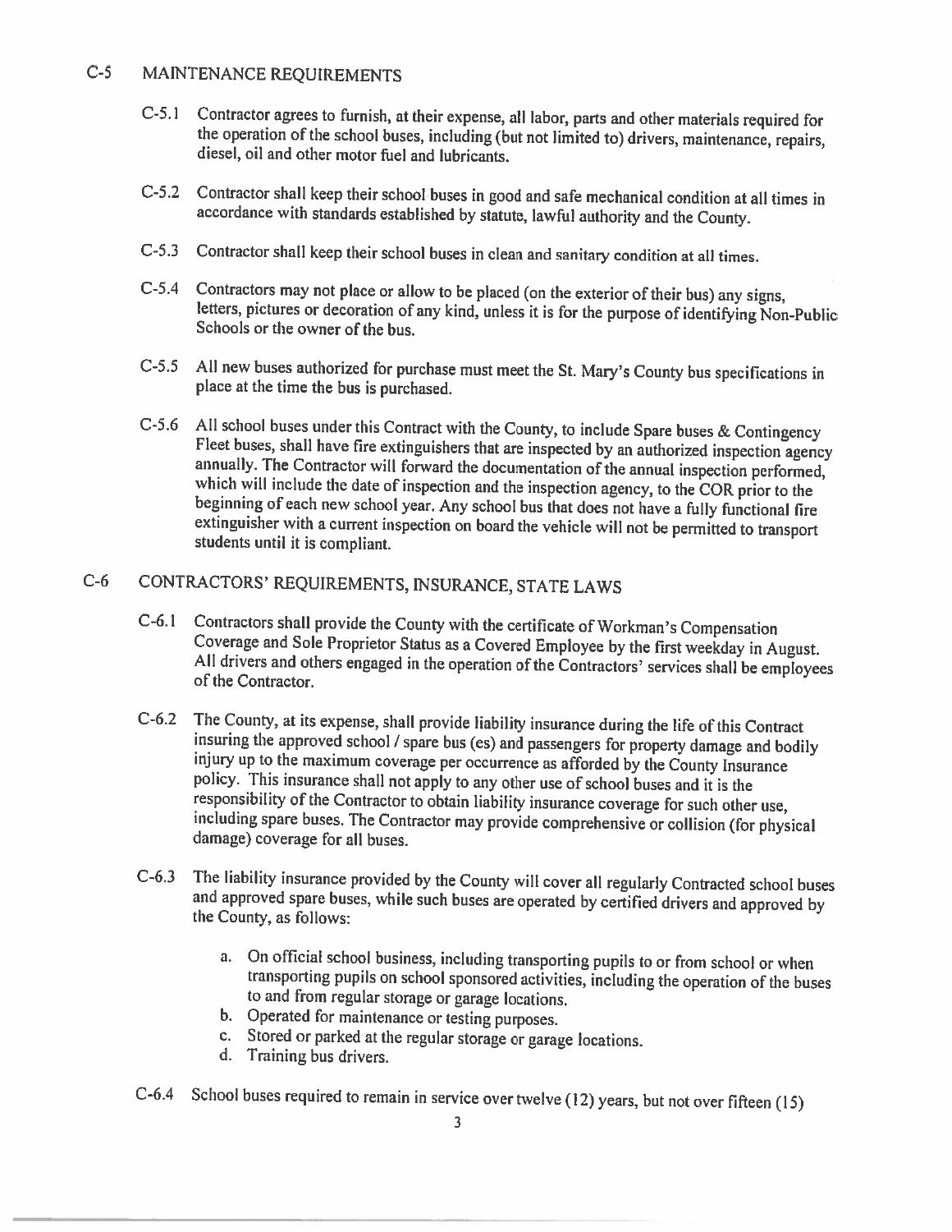## C-5 MAINTENANCE REQUIREMENTS

C-5.1 Contractor agrees to furnish, at their expense, all labor, parts and other materials required for the operation of the school buses, including (but not limited to) drivers, maintenance, repairs, diesel, oil and other motor fuel and lubricants.

C-5.2 Contractor shall keep their school buses in good and safe mechanical condition at all times in accordance with standards established by statute, lawful authority and the County.

C-5.3 Contractor shall keep their school buses in clean and sanitary condition at all times.

C-5.4 Contractors may not place or allow to be placed (on the exterior of their bus) any signs, letters, pictures or decoration of any kind, unless it is for the purpose of identifying Non-Public Schools or the owner of the bus.

C-5.5 All new buses authorized for purchase must meet the St. Mary's County bus specifications in place at the time the bus is purchased.

C-5.6 All school buses under this Contract with the County, to include Spare buses & Contingency Fleet buses, shall have fire extinguishers that are inspected by an authorized inspection agency annually. The Contractor will forward the documentation of the annual inspection performed, which will include the date of inspection and the inspection agency, to the COR prior to the beginning of each new school year. Any school bus that does not have a fully functional fire extinguisher with a current inspection on board the vehicle will not be permitted to transport students until it is compliant.

## C-6 CONTRACTORS' REQUIREMENTS, INSURANCE, STATE LAWS

C-6.1 Contractors shall provide the County with the certificate of Workman's Compensation Coverage and Sole Proprietor Status as a Covered Employee by the first weekday in August. All drivers and others engaged in the operation of the Contractors' services shall be employees of the Contractor.

C-6.2 The County, at its expense, shall provide liability insurance during the life of this Contract insuring the approved school / spare bus (es) and passengers for property damage and bodily injury up to the maximum coverage per occurrence as afforded by the County Insurance policy. This insurance shall not apply to any other use of school buses and it is the responsibility of the Contractor to obtain liability insurance coverage for such other use, including spare buses. The Contractor may provide comprehensive or collision (for physical damage) coverage for all buses.

C-6.3 The liability insurance provided by the County will cover all regularly Contracted school buses and approved spare buses, while such buses are operated by certified drivers and approved by the County, as follows:

a. On official school business, including transporting pupils to or from school or when transporting pupils on school sponsored activities, including the operation of the buses to and from regular storage or garage locations.
b. Operated for maintenance or testing purposes.
c. Stored or parked at the regular storage or garage locations.
d. Training bus drivers.

C-6.4 School buses required to remain in service over twelve (12) years, but not over fifteen (15)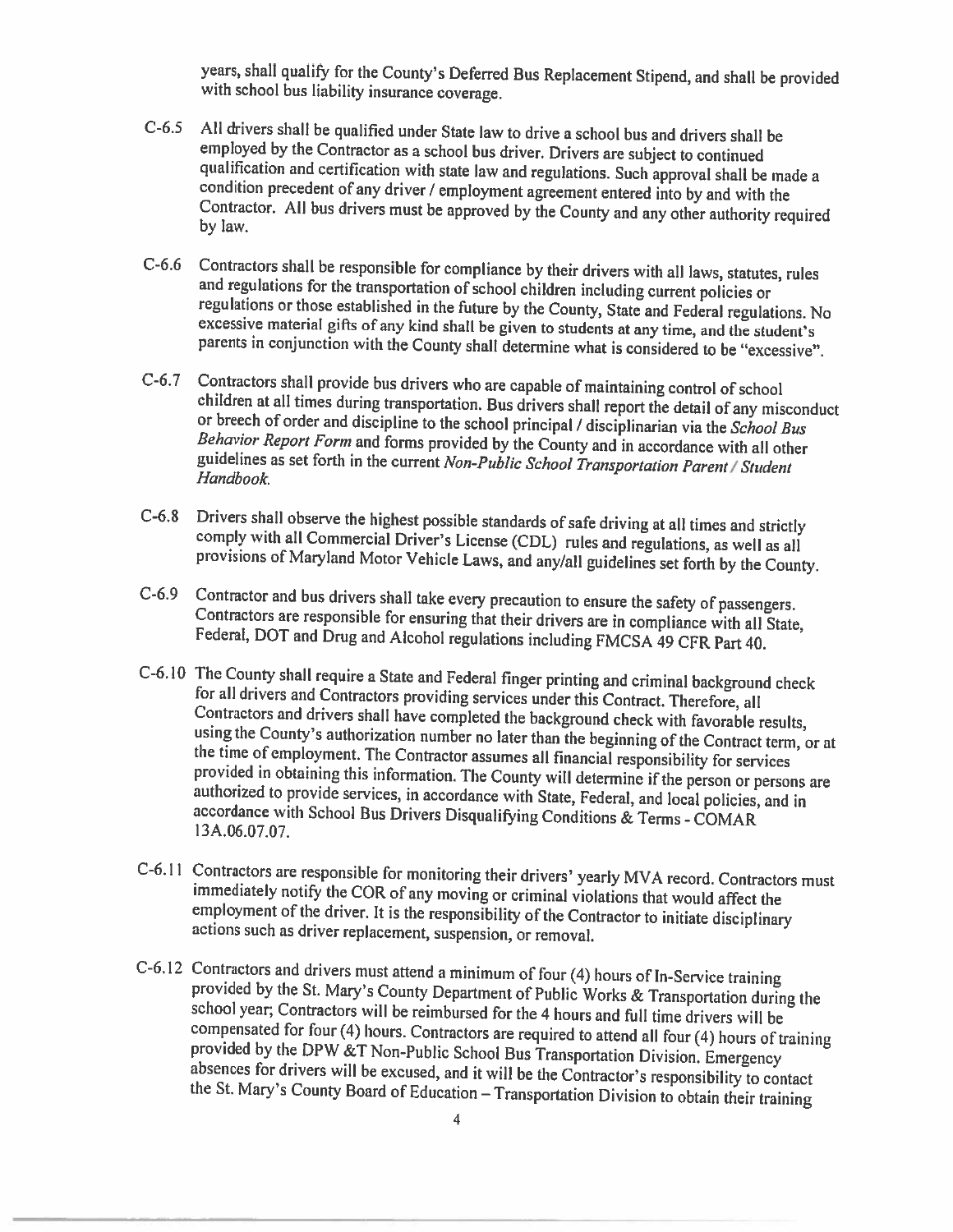years, shall qualify for the County's Deferred Bus Replacement Stipend, and shall be provided with school bus liability insurance coverage.

C-6.5 All drivers shall be qualified under State law to drive a school bus and drivers shall be employed by the Contractor as a school bus driver. Drivers are subject to continued qualification and certification with state law and regulations. Such approval shall be made a condition precedent of any driver / employment agreement entered into by and with the Contractor. All bus drivers must be approved by the County and any other authority required by law.

C-6.6 Contractors shall be responsible for compliance by their drivers with all laws, statutes, rules and regulations for the transportation of school children including current policies or regulations or those established in the future by the County, State and Federal regulations. No excessive material gifts of any kind shall be given to students at any time, and the student's parents in conjunction with the County shall determine what is considered to be "excessive".

C-6.7 Contractors shall provide bus drivers who are capable of maintaining control of school children at all times during transportation. Bus drivers shall report the detail of any misconduct or breech of order and discipline to the school principal / disciplinarian via the *School Bus Behavior Report Form* and forms provided by the County and in accordance with all other guidelines as set forth in the current *Non-Public School Transportation Parent / Student Handbook.*

C-6.8 Drivers shall observe the highest possible standards of safe driving at all times and strictly comply with all Commercial Driver's License (CDL) rules and regulations, as well as all provisions of Maryland Motor Vehicle Laws, and any/all guidelines set forth by the County.

C-6.9 Contractor and bus drivers shall take every precaution to ensure the safety of passengers. Contractors are responsible for ensuring that their drivers are in compliance with all State, Federal, DOT and Drug and Alcohol regulations including FMCSA 49 CFR Part 40.

C-6.10 The County shall require a State and Federal finger printing and criminal background check for all drivers and Contractors providing services under this Contract. Therefore, all Contractors and drivers shall have completed the background check with favorable results, using the County's authorization number no later than the beginning of the Contract term, or at the time of employment. The Contractor assumes all financial responsibility for services provided in obtaining this information. The County will determine if the person or persons are authorized to provide services, in accordance with State, Federal, and local policies, and in accordance with School Bus Drivers Disqualifying Conditions & Terms - COMAR 13A.06.07.07.

C-6.11 Contractors are responsible for monitoring their drivers' yearly MVA record. Contractors must immediately notify the COR of any moving or criminal violations that would affect the employment of the driver. It is the responsibility of the Contractor to initiate disciplinary actions such as driver replacement, suspension, or removal.

C-6.12 Contractors and drivers must attend a minimum of four (4) hours of In-Service training provided by the St. Mary's County Department of Public Works & Transportation during the school year; Contractors will be reimbursed for the 4 hours and full time drivers will be compensated for four (4) hours. Contractors are required to attend all four (4) hours of training provided by the DPW &T Non-Public School Bus Transportation Division. Emergency absences for drivers will be excused, and it will be the Contractor's responsibility to contact the St. Mary's County Board of Education – Transportation Division to obtain their training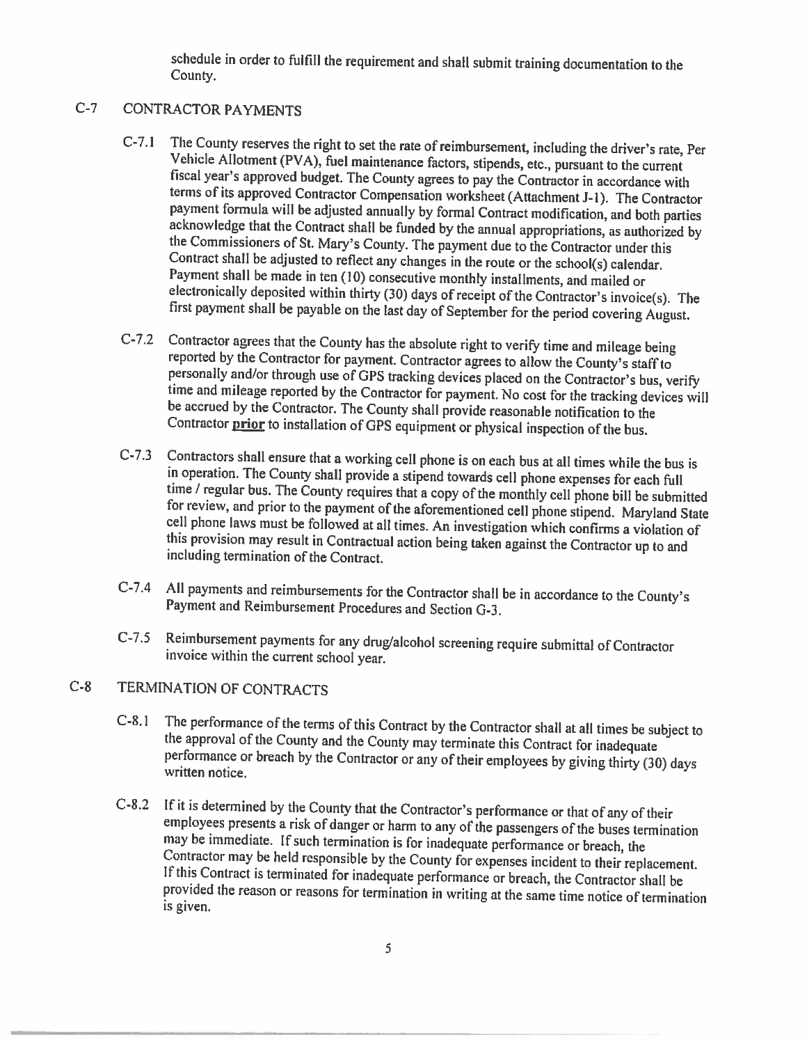schedule in order to fulfill the requirement and shall submit training documentation to the County.

## C-7 CONTRACTOR PAYMENTS

C-7.1 The County reserves the right to set the rate of reimbursement, including the driver's rate, Per Vehicle Allotment (PVA), fuel maintenance factors, stipends, etc., pursuant to the current fiscal year's approved budget. The County agrees to pay the Contractor in accordance with terms of its approved Contractor Compensation worksheet (Attachment J-1). The Contractor payment formula will be adjusted annually by formal Contract modification, and both parties acknowledge that the Contract shall be funded by the annual appropriations, as authorized by the Commissioners of St. Mary's County. The payment due to the Contractor under this Contract shall be adjusted to reflect any changes in the route or the school(s) calendar. Payment shall be made in ten (10) consecutive monthly installments, and mailed or electronically deposited within thirty (30) days of receipt of the Contractor's invoice(s). The first payment shall be payable on the last day of September for the period covering August.

C-7.2 Contractor agrees that the County has the absolute right to verify time and mileage being reported by the Contractor for payment. Contractor agrees to allow the County's staff to personally and/or through use of GPS tracking devices placed on the Contractor's bus, verify time and mileage reported by the Contractor for payment. No cost for the tracking devices will be accrued by the Contractor. The County shall provide reasonable notification to the Contractor **prior** to installation of GPS equipment or physical inspection of the bus.

C-7.3 Contractors shall ensure that a working cell phone is on each bus at all times while the bus is in operation. The County shall provide a stipend towards cell phone expenses for each full time / regular bus. The County requires that a copy of the monthly cell phone bill be submitted for review, and prior to the payment of the aforementioned cell phone stipend. Maryland State cell phone laws must be followed at all times. An investigation which confirms a violation of this provision may result in Contractual action being taken against the Contractor up to and including termination of the Contract.

C-7.4 All payments and reimbursements for the Contractor shall be in accordance to the County's Payment and Reimbursement Procedures and Section G-3.

C-7.5 Reimbursement payments for any drug/alcohol screening require submittal of Contractor invoice within the current school year.

## C-8 TERMINATION OF CONTRACTS

C-8.1 The performance of the terms of this Contract by the Contractor shall at all times be subject to the approval of the County and the County may terminate this Contract for inadequate performance or breach by the Contractor or any of their employees by giving thirty (30) days written notice.

C-8.2 If it is determined by the County that the Contractor's performance or that of any of their employees presents a risk of danger or harm to any of the passengers of the buses termination may be immediate. If such termination is for inadequate performance or breach, the Contractor may be held responsible by the County for expenses incident to their replacement. If this Contract is terminated for inadequate performance or breach, the Contractor shall be provided the reason or reasons for termination in writing at the same time notice of termination is given.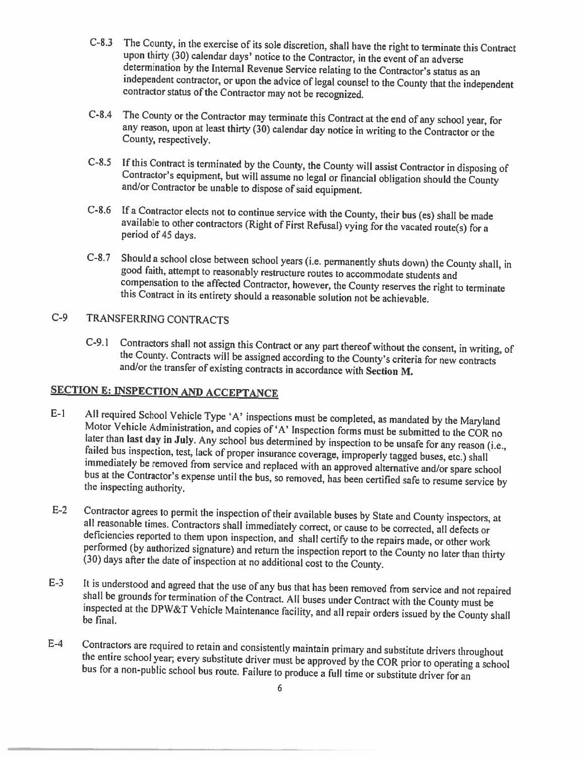C-8.3 The County, in the exercise of its sole discretion, shall have the right to terminate this Contract upon thirty (30) calendar days' notice to the Contractor, in the event of an adverse determination by the Internal Revenue Service relating to the Contractor's status as an independent contractor, or upon the advice of legal counsel to the County that the independent contractor status of the Contractor may not be recognized.

C-8.4 The County or the Contractor may terminate this Contract at the end of any school year, for any reason, upon at least thirty (30) calendar day notice in writing to the Contractor or the County, respectively.

C-8.5 If this Contract is terminated by the County, the County will assist Contractor in disposing of Contractor's equipment, but will assume no legal or financial obligation should the County and/or Contractor be unable to dispose of said equipment.

C-8.6 If a Contractor elects not to continue service with the County, their bus (es) shall be made available to other contractors (Right of First Refusal) vying for the vacated route(s) for a period of 45 days.

C-8.7 Should a school close between school years (i.e. permanently shuts down) the County shall, in good faith, attempt to reasonably restructure routes to accommodate students and compensation to the affected Contractor, however, the County reserves the right to terminate this Contract in its entirety should a reasonable solution not be achievable.

C-9 TRANSFERRING CONTRACTS

C-9.1 Contractors shall not assign this Contract or any part thereof without the consent, in writing, of the County. Contracts will be assigned according to the County's criteria for new contracts and/or the transfer of existing contracts in accordance with **Section M.**

## SECTION E: INSPECTION AND ACCEPTANCE

E-1 All required School Vehicle Type 'A' inspections must be completed, as mandated by the Maryland Motor Vehicle Administration, and copies of 'A' Inspection forms must be submitted to the COR no later than **last day in July**. Any school bus determined by inspection to be unsafe for any reason (i.e., failed bus inspection, test, lack of proper insurance coverage, improperly tagged buses, etc.) shall immediately be removed from service and replaced with an approved alternative and/or spare school bus at the Contractor's expense until the bus, so removed, has been certified safe to resume service by the inspecting authority.

E-2 Contractor agrees to permit the inspection of their available buses by State and County inspectors, at all reasonable times. Contractors shall immediately correct, or cause to be corrected, all defects or deficiencies reported to them upon inspection, and shall certify to the repairs made, or other work performed (by authorized signature) and return the inspection report to the County no later than thirty (30) days after the date of inspection at no additional cost to the County.

E-3 It is understood and agreed that the use of any bus that has been removed from service and not repaired shall be grounds for termination of the Contract. All buses under Contract with the County must be inspected at the DPW&T Vehicle Maintenance facility, and all repair orders issued by the County shall be final.

E-4 Contractors are required to retain and consistently maintain primary and substitute drivers throughout the entire school year; every substitute driver must be approved by the COR prior to operating a school bus for a non-public school bus route. Failure to produce a full time or substitute driver for an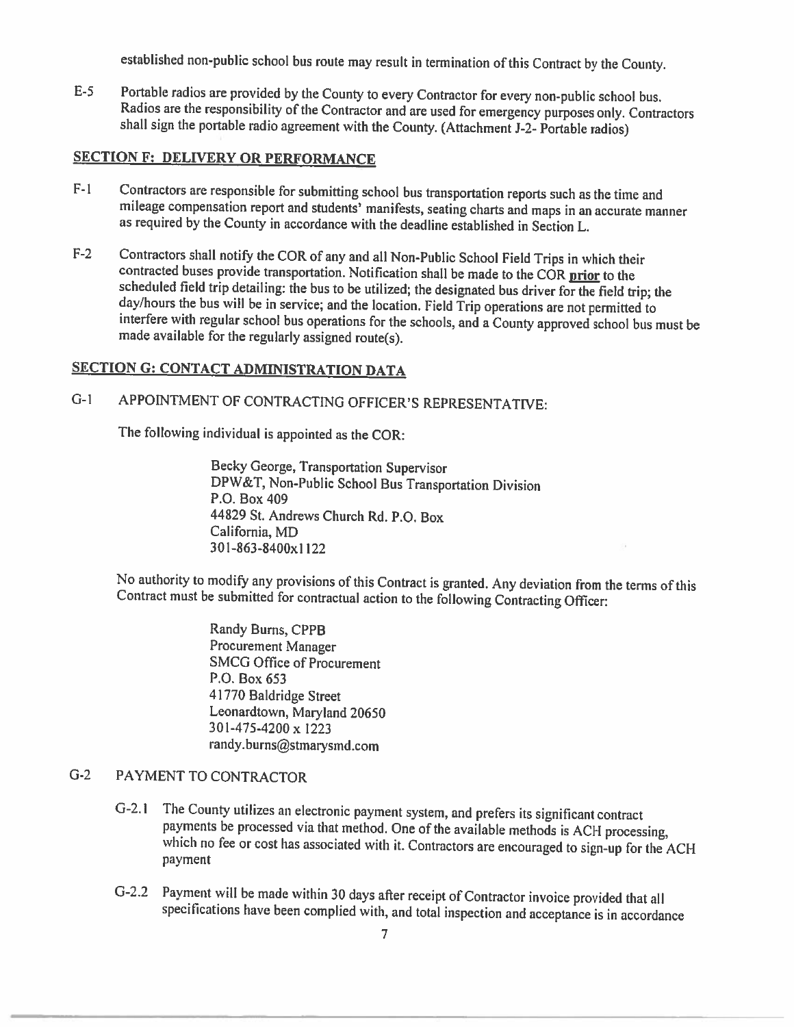established non-public school bus route may result in termination of this Contract by the County.

E-5 Portable radios are provided by the County to every Contractor for every non-public school bus. Radios are the responsibility of the Contractor and are used for emergency purposes only. Contractors shall sign the portable radio agreement with the County. (Attachment J-2- Portable radios)

## SECTION F: DELIVERY OR PERFORMANCE

F-1 Contractors are responsible for submitting school bus transportation reports such as the time and mileage compensation report and students' manifests, seating charts and maps in an accurate manner as required by the County in accordance with the deadline established in Section L.

F-2 Contractors shall notify the COR of any and all Non-Public School Field Trips in which their contracted buses provide transportation. Notification shall be made to the COR **prior** to the scheduled field trip detailing: the bus to be utilized; the designated bus driver for the field trip; the day/hours the bus will be in service; and the location. Field Trip operations are not permitted to interfere with regular school bus operations for the schools, and a County approved school bus must be made available for the regularly assigned route(s).

## SECTION G: CONTACT ADMINISTRATION DATA

G-1 APPOINTMENT OF CONTRACTING OFFICER'S REPRESENTATIVE:

The following individual is appointed as the COR:

Becky George, Transportation Supervisor
DPW&T, Non-Public School Bus Transportation Division
P.O. Box 409
44829 St. Andrews Church Rd. P.O. Box
California, MD
301-863-8400x1122

No authority to modify any provisions of this Contract is granted. Any deviation from the terms of this Contract must be submitted for contractual action to the following Contracting Officer:

Randy Burns, CPPB
Procurement Manager
SMCG Office of Procurement
P.O. Box 653
41770 Baldridge Street
Leonardtown, Maryland 20650
301-475-4200 x 1223
randy.burns@stmarysmd.com

G-2 PAYMENT TO CONTRACTOR

G-2.1 The County utilizes an electronic payment system, and prefers its significant contract payments be processed via that method. One of the available methods is ACH processing, which no fee or cost has associated with it. Contractors are encouraged to sign-up for the ACH payment

G-2.2 Payment will be made within 30 days after receipt of Contractor invoice provided that all specifications have been complied with, and total inspection and acceptance is in accordance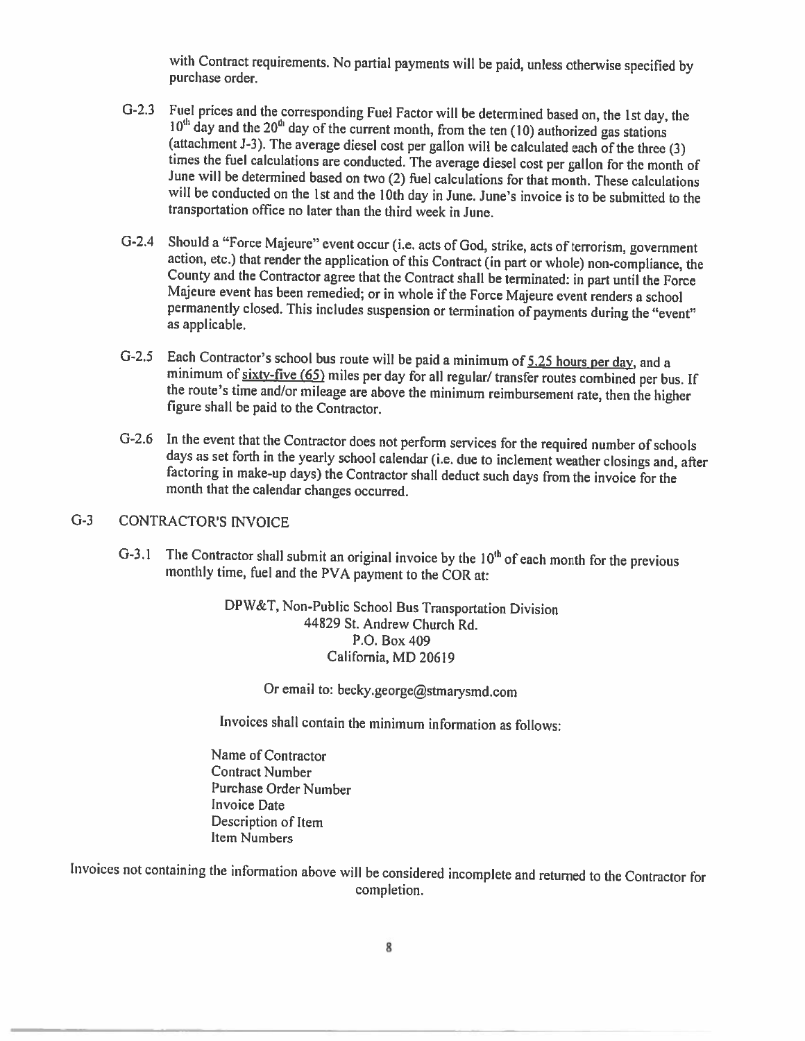with Contract requirements. No partial payments will be paid, unless otherwise specified by purchase order.

G-2.3 Fuel prices and the corresponding Fuel Factor will be determined based on, the 1st day, the 10th day and the 20th day of the current month, from the ten (10) authorized gas stations (attachment J-3). The average diesel cost per gallon will be calculated each of the three (3) times the fuel calculations are conducted. The average diesel cost per gallon for the month of June will be determined based on two (2) fuel calculations for that month. These calculations will be conducted on the 1st and the 10th day in June. June's invoice is to be submitted to the transportation office no later than the third week in June.

G-2.4 Should a "Force Majeure" event occur (i.e. acts of God, strike, acts of terrorism, government action, etc.) that render the application of this Contract (in part or whole) non-compliance, the County and the Contractor agree that the Contract shall be terminated: in part until the Force Majeure event has been remedied; or in whole if the Force Majeure event renders a school permanently closed. This includes suspension or termination of payments during the "event" as applicable.

G-2.5 Each Contractor's school bus route will be paid a minimum of <u>5.25 hours per day</u>, and a minimum of <u>sixty-five (65)</u> miles per day for all regular/ transfer routes combined per bus. If the route's time and/or mileage are above the minimum reimbursement rate, then the higher figure shall be paid to the Contractor.

G-2.6 In the event that the Contractor does not perform services for the required number of schools days as set forth in the yearly school calendar (i.e. due to inclement weather closings and, after factoring in make-up days) the Contractor shall deduct such days from the invoice for the month that the calendar changes occurred.

## G-3 CONTRACTOR'S INVOICE

G-3.1 The Contractor shall submit an original invoice by the 10th of each month for the previous monthly time, fuel and the PVA payment to the COR at:

DPW&T, Non-Public School Bus Transportation Division
44829 St. Andrew Church Rd.
P.O. Box 409
California, MD 20619

Or email to: becky.george@stmarysmd.com

Invoices shall contain the minimum information as follows:

Name of Contractor
Contract Number
Purchase Order Number
Invoice Date
Description of Item
Item Numbers

Invoices not containing the information above will be considered incomplete and returned to the Contractor for completion.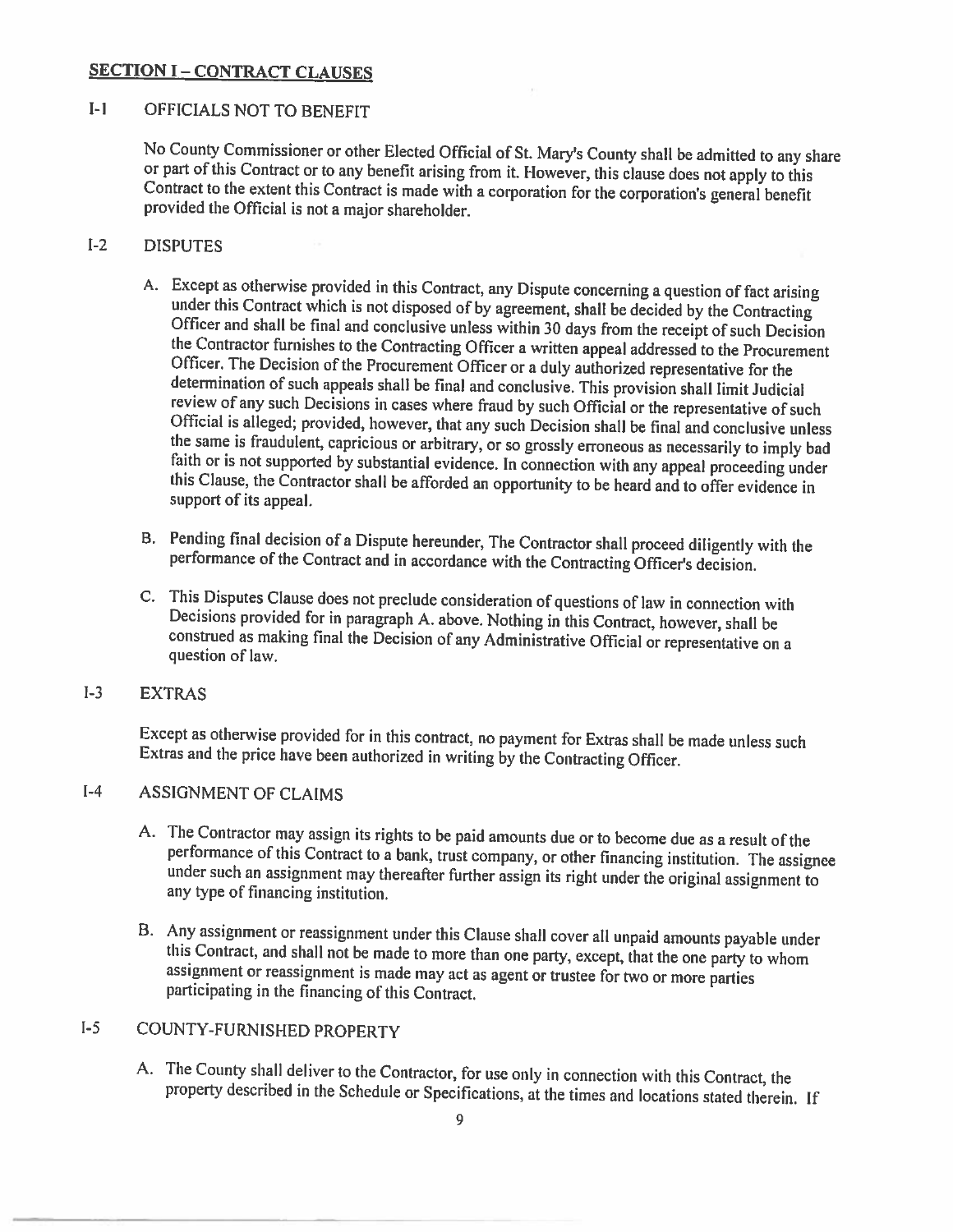## SECTION I – CONTRACT CLAUSES

### I-1 OFFICIALS NOT TO BENEFIT

No County Commissioner or other Elected Official of St. Mary's County shall be admitted to any share or part of this Contract or to any benefit arising from it. However, this clause does not apply to this Contract to the extent this Contract is made with a corporation for the corporation's general benefit provided the Official is not a major shareholder.

### I-2 DISPUTES

A. Except as otherwise provided in this Contract, any Dispute concerning a question of fact arising under this Contract which is not disposed of by agreement, shall be decided by the Contracting Officer and shall be final and conclusive unless within 30 days from the receipt of such Decision the Contractor furnishes to the Contracting Officer a written appeal addressed to the Procurement Officer. The Decision of the Procurement Officer or a duly authorized representative for the determination of such appeals shall be final and conclusive. This provision shall limit Judicial review of any such Decisions in cases where fraud by such Official or the representative of such Official is alleged; provided, however, that any such Decision shall be final and conclusive unless the same is fraudulent, capricious or arbitrary, or so grossly erroneous as necessarily to imply bad faith or is not supported by substantial evidence. In connection with any appeal proceeding under this Clause, the Contractor shall be afforded an opportunity to be heard and to offer evidence in support of its appeal.

B. Pending final decision of a Dispute hereunder, The Contractor shall proceed diligently with the performance of the Contract and in accordance with the Contracting Officer's decision.

C. This Disputes Clause does not preclude consideration of questions of law in connection with Decisions provided for in paragraph A. above. Nothing in this Contract, however, shall be construed as making final the Decision of any Administrative Official or representative on a question of law.

### I-3 EXTRAS

Except as otherwise provided for in this contract, no payment for Extras shall be made unless such Extras and the price have been authorized in writing by the Contracting Officer.

### I-4 ASSIGNMENT OF CLAIMS

A. The Contractor may assign its rights to be paid amounts due or to become due as a result of the performance of this Contract to a bank, trust company, or other financing institution. The assignee under such an assignment may thereafter further assign its right under the original assignment to any type of financing institution.

B. Any assignment or reassignment under this Clause shall cover all unpaid amounts payable under this Contract, and shall not be made to more than one party, except, that the one party to whom assignment or reassignment is made may act as agent or trustee for two or more parties participating in the financing of this Contract.

### I-5 COUNTY-FURNISHED PROPERTY

A. The County shall deliver to the Contractor, for use only in connection with this Contract, the property described in the Schedule or Specifications, at the times and locations stated therein. If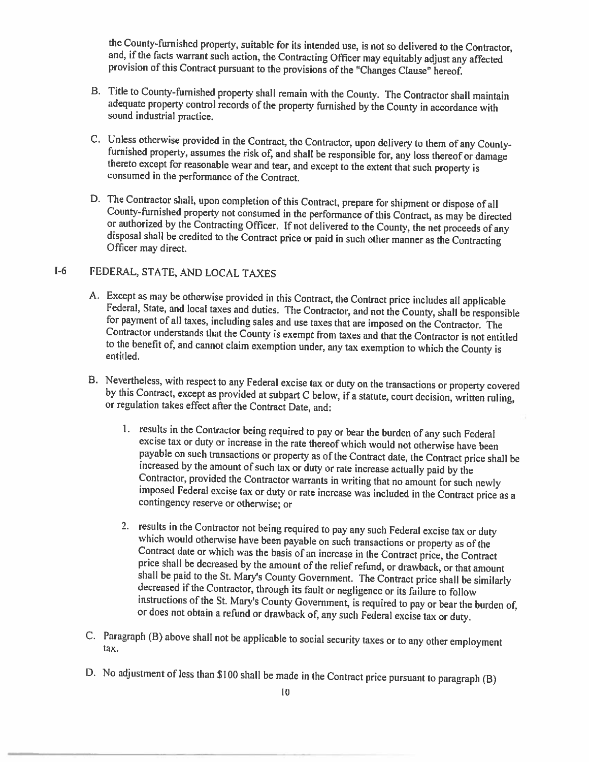the County-furnished property, suitable for its intended use, is not so delivered to the Contractor, and, if the facts warrant such action, the Contracting Officer may equitably adjust any affected provision of this Contract pursuant to the provisions of the "Changes Clause" hereof.

B. Title to County-furnished property shall remain with the County. The Contractor shall maintain adequate property control records of the property furnished by the County in accordance with sound industrial practice.

C. Unless otherwise provided in the Contract, the Contractor, upon delivery to them of any County-furnished property, assumes the risk of, and shall be responsible for, any loss thereof or damage thereto except for reasonable wear and tear, and except to the extent that such property is consumed in the performance of the Contract.

D. The Contractor shall, upon completion of this Contract, prepare for shipment or dispose of all County-furnished property not consumed in the performance of this Contract, as may be directed or authorized by the Contracting Officer. If not delivered to the County, the net proceeds of any disposal shall be credited to the Contract price or paid in such other manner as the Contracting Officer may direct.

## I-6 FEDERAL, STATE, AND LOCAL TAXES

A. Except as may be otherwise provided in this Contract, the Contract price includes all applicable Federal, State, and local taxes and duties. The Contractor, and not the County, shall be responsible for payment of all taxes, including sales and use taxes that are imposed on the Contractor. The Contractor understands that the County is exempt from taxes and that the Contractor is not entitled to the benefit of, and cannot claim exemption under, any tax exemption to which the County is entitled.

B. Nevertheless, with respect to any Federal excise tax or duty on the transactions or property covered by this Contract, except as provided at subpart C below, if a statute, court decision, written ruling, or regulation takes effect after the Contract Date, and:

1. results in the Contractor being required to pay or bear the burden of any such Federal excise tax or duty or increase in the rate thereof which would not otherwise have been payable on such transactions or property as of the Contract date, the Contract price shall be increased by the amount of such tax or duty or rate increase actually paid by the Contractor, provided the Contractor warrants in writing that no amount for such newly imposed Federal excise tax or duty or rate increase was included in the Contract price as a contingency reserve or otherwise; or

2. results in the Contractor not being required to pay any such Federal excise tax or duty which would otherwise have been payable on such transactions or property as of the Contract date or which was the basis of an increase in the Contract price, the Contract price shall be decreased by the amount of the relief refund, or drawback, or that amount shall be paid to the St. Mary's County Government. The Contract price shall be similarly decreased if the Contractor, through its fault or negligence or its failure to follow instructions of the St. Mary's County Government, is required to pay or bear the burden of, or does not obtain a refund or drawback of, any such Federal excise tax or duty.

C. Paragraph (B) above shall not be applicable to social security taxes or to any other employment tax.

D. No adjustment of less than $100 shall be made in the Contract price pursuant to paragraph (B)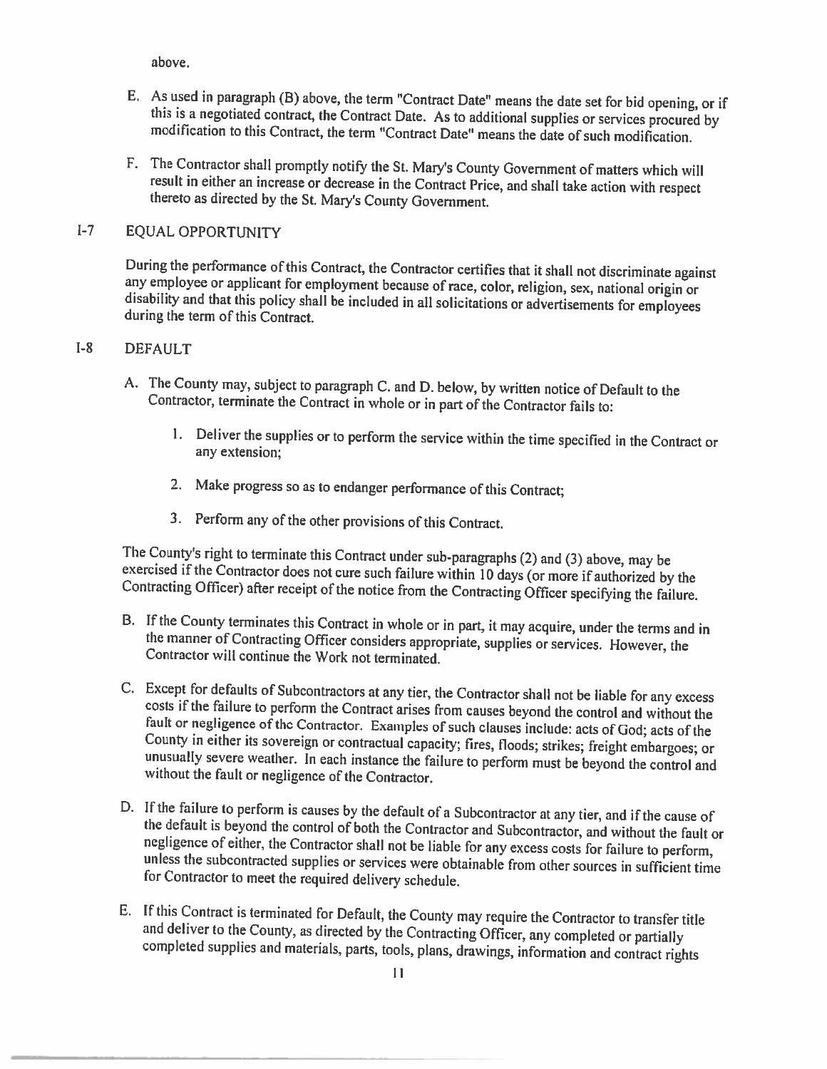above.

E. As used in paragraph (B) above, the term "Contract Date" means the date set for bid opening, or if this is a negotiated contract, the Contract Date. As to additional supplies or services procured by modification to this Contract, the term "Contract Date" means the date of such modification.

F. The Contractor shall promptly notify the St. Mary's County Government of matters which will result in either an increase or decrease in the Contract Price, and shall take action with respect thereto as directed by the St. Mary's County Government.

## I-7 EQUAL OPPORTUNITY

During the performance of this Contract, the Contractor certifies that it shall not discriminate against any employee or applicant for employment because of race, color, religion, sex, national origin or disability and that this policy shall be included in all solicitations or advertisements for employees during the term of this Contract.

## I-8 DEFAULT

A. The County may, subject to paragraph C. and D. below, by written notice of Default to the Contractor, terminate the Contract in whole or in part of the Contractor fails to:

1. Deliver the supplies or to perform the service within the time specified in the Contract or any extension;
2. Make progress so as to endanger performance of this Contract;
3. Perform any of the other provisions of this Contract.

The County's right to terminate this Contract under sub-paragraphs (2) and (3) above, may be exercised if the Contractor does not cure such failure within 10 days (or more if authorized by the Contracting Officer) after receipt of the notice from the Contracting Officer specifying the failure.

B. If the County terminates this Contract in whole or in part, it may acquire, under the terms and in the manner of Contracting Officer considers appropriate, supplies or services. However, the Contractor will continue the Work not terminated.

C. Except for defaults of Subcontractors at any tier, the Contractor shall not be liable for any excess costs if the failure to perform the Contract arises from causes beyond the control and without the fault or negligence of the Contractor. Examples of such clauses include: acts of God; acts of the County in either its sovereign or contractual capacity; fires, floods; strikes; freight embargoes; or unusually severe weather. In each instance the failure to perform must be beyond the control and without the fault or negligence of the Contractor.

D. If the failure to perform is causes by the default of a Subcontractor at any tier, and if the cause of the default is beyond the control of both the Contractor and Subcontractor, and without the fault or negligence of either, the Contractor shall not be liable for any excess costs for failure to perform, unless the subcontracted supplies or services were obtainable from other sources in sufficient time for Contractor to meet the required delivery schedule.

E. If this Contract is terminated for Default, the County may require the Contractor to transfer title and deliver to the County, as directed by the Contracting Officer, any completed or partially completed supplies and materials, parts, tools, plans, drawings, information and contract rights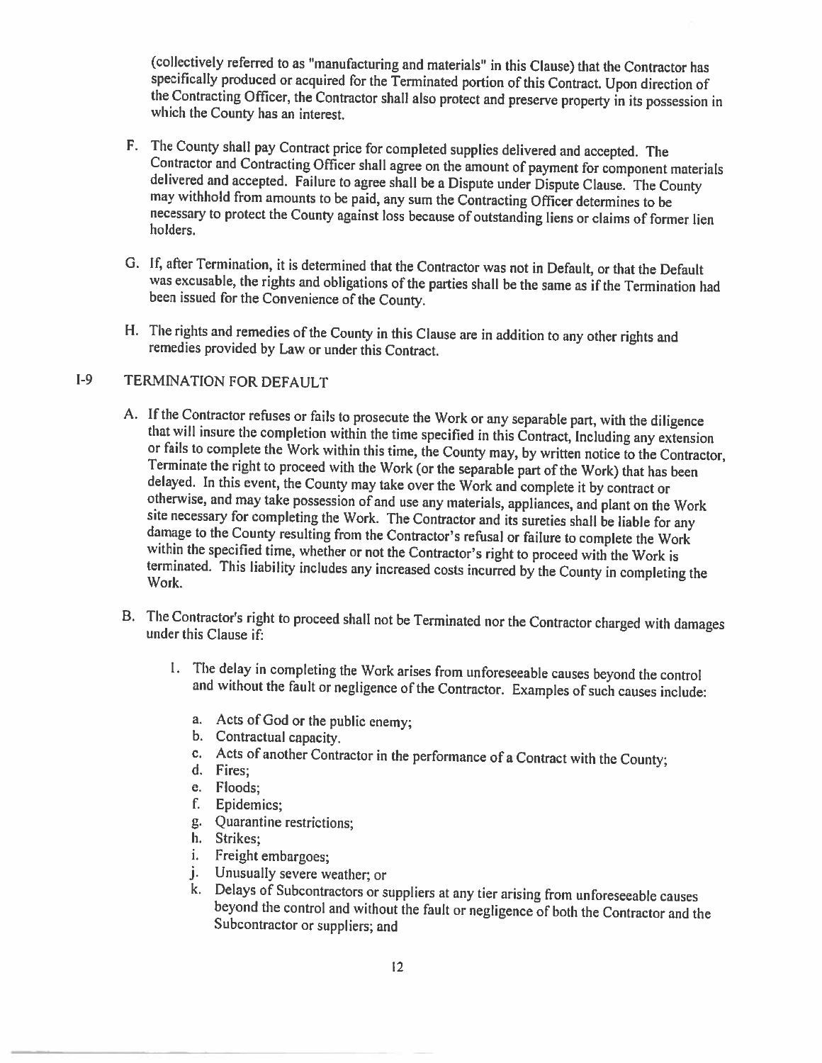(collectively referred to as "manufacturing and materials" in this Clause) that the Contractor has specifically produced or acquired for the Terminated portion of this Contract. Upon direction of the Contracting Officer, the Contractor shall also protect and preserve property in its possession in which the County has an interest.

F. The County shall pay Contract price for completed supplies delivered and accepted. The Contractor and Contracting Officer shall agree on the amount of payment for component materials delivered and accepted. Failure to agree shall be a Dispute under Dispute Clause. The County may withhold from amounts to be paid, any sum the Contracting Officer determines to be necessary to protect the County against loss because of outstanding liens or claims of former lien holders.

G. If, after Termination, it is determined that the Contractor was not in Default, or that the Default was excusable, the rights and obligations of the parties shall be the same as if the Termination had been issued for the Convenience of the County.

H. The rights and remedies of the County in this Clause are in addition to any other rights and remedies provided by Law or under this Contract.

## I-9 TERMINATION FOR DEFAULT

A. If the Contractor refuses or fails to prosecute the Work or any separable part, with the diligence that will insure the completion within the time specified in this Contract, Including any extension or fails to complete the Work within this time, the County may, by written notice to the Contractor, Terminate the right to proceed with the Work (or the separable part of the Work) that has been delayed. In this event, the County may take over the Work and complete it by contract or otherwise, and may take possession of and use any materials, appliances, and plant on the Work site necessary for completing the Work. The Contractor and its sureties shall be liable for any damage to the County resulting from the Contractor's refusal or failure to complete the Work within the specified time, whether or not the Contractor's right to proceed with the Work is terminated. This liability includes any increased costs incurred by the County in completing the Work.

B. The Contractor's right to proceed shall not be Terminated nor the Contractor charged with damages under this Clause if:

1. The delay in completing the Work arises from unforeseeable causes beyond the control and without the fault or negligence of the Contractor. Examples of such causes include:

   a. Acts of God or the public enemy;
   b. Contractual capacity.
   c. Acts of another Contractor in the performance of a Contract with the County;
   d. Fires;
   e. Floods;
   f. Epidemics;
   g. Quarantine restrictions;
   h. Strikes;
   i. Freight embargoes;
   j. Unusually severe weather; or
   k. Delays of Subcontractors or suppliers at any tier arising from unforeseeable causes beyond the control and without the fault or negligence of both the Contractor and the Subcontractor or suppliers; and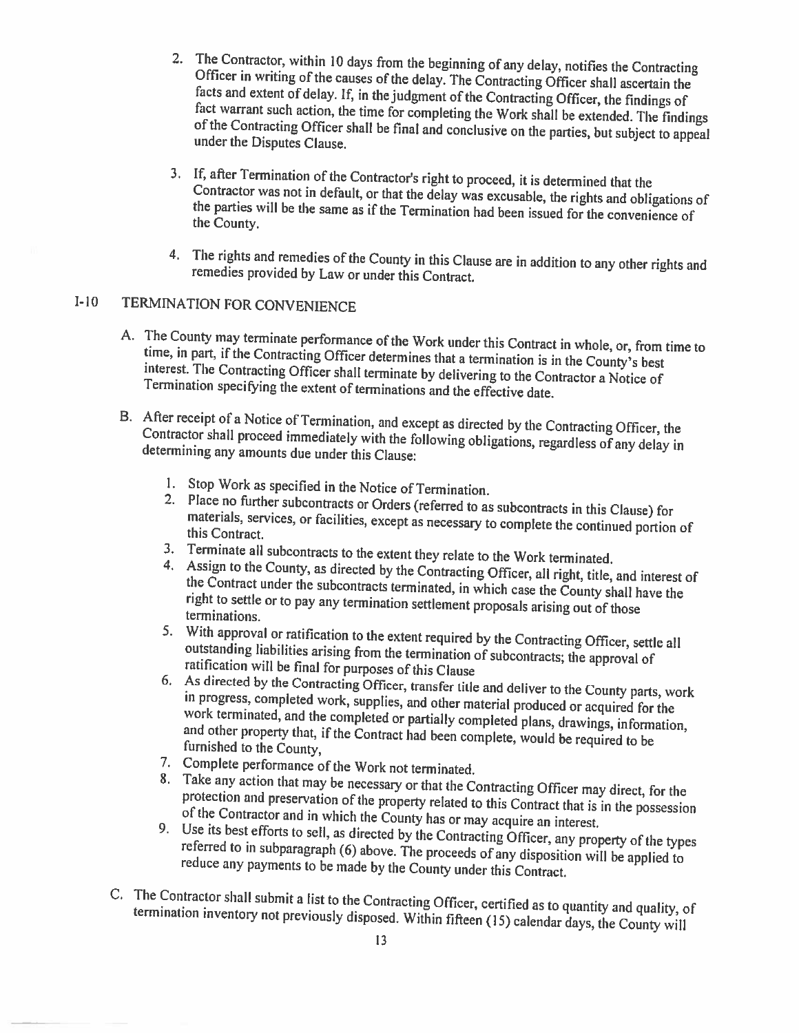2. The Contractor, within 10 days from the beginning of any delay, notifies the Contracting Officer in writing of the causes of the delay. The Contracting Officer shall ascertain the facts and extent of delay. If, in the judgment of the Contracting Officer, the findings of fact warrant such action, the time for completing the Work shall be extended. The findings of the Contracting Officer shall be final and conclusive on the parties, but subject to appeal under the Disputes Clause.

3. If, after Termination of the Contractor's right to proceed, it is determined that the Contractor was not in default, or that the delay was excusable, the rights and obligations of the parties will be the same as if the Termination had been issued for the convenience of the County.

4. The rights and remedies of the County in this Clause are in addition to any other rights and remedies provided by Law or under this Contract.

## I-10 TERMINATION FOR CONVENIENCE

A. The County may terminate performance of the Work under this Contract in whole, or, from time to time, in part, if the Contracting Officer determines that a termination is in the County's best interest. The Contracting Officer shall terminate by delivering to the Contractor a Notice of Termination specifying the extent of terminations and the effective date.

B. After receipt of a Notice of Termination, and except as directed by the Contracting Officer, the Contractor shall proceed immediately with the following obligations, regardless of any delay in determining any amounts due under this Clause:

1. Stop Work as specified in the Notice of Termination.
2. Place no further subcontracts or Orders (referred to as subcontracts in this Clause) for materials, services, or facilities, except as necessary to complete the continued portion of this Contract.
3. Terminate all subcontracts to the extent they relate to the Work terminated.
4. Assign to the County, as directed by the Contracting Officer, all right, title, and interest of the Contract under the subcontracts terminated, in which case the County shall have the right to settle or to pay any termination settlement proposals arising out of those terminations.
5. With approval or ratification to the extent required by the Contracting Officer, settle all outstanding liabilities arising from the termination of subcontracts; the approval of ratification will be final for purposes of this Clause
6. As directed by the Contracting Officer, transfer title and deliver to the County parts, work in progress, completed work, supplies, and other material produced or acquired for the work terminated, and the completed or partially completed plans, drawings, information, and other property that, if the Contract had been complete, would be required to be furnished to the County,
7. Complete performance of the Work not terminated.
8. Take any action that may be necessary or that the Contracting Officer may direct, for the protection and preservation of the property related to this Contract that is in the possession of the Contractor and in which the County has or may acquire an interest.
9. Use its best efforts to sell, as directed by the Contracting Officer, any property of the types referred to in subparagraph (6) above. The proceeds of any disposition will be applied to reduce any payments to be made by the County under this Contract.

C. The Contractor shall submit a list to the Contracting Officer, certified as to quantity and quality, of termination inventory not previously disposed. Within fifteen (15) calendar days, the County will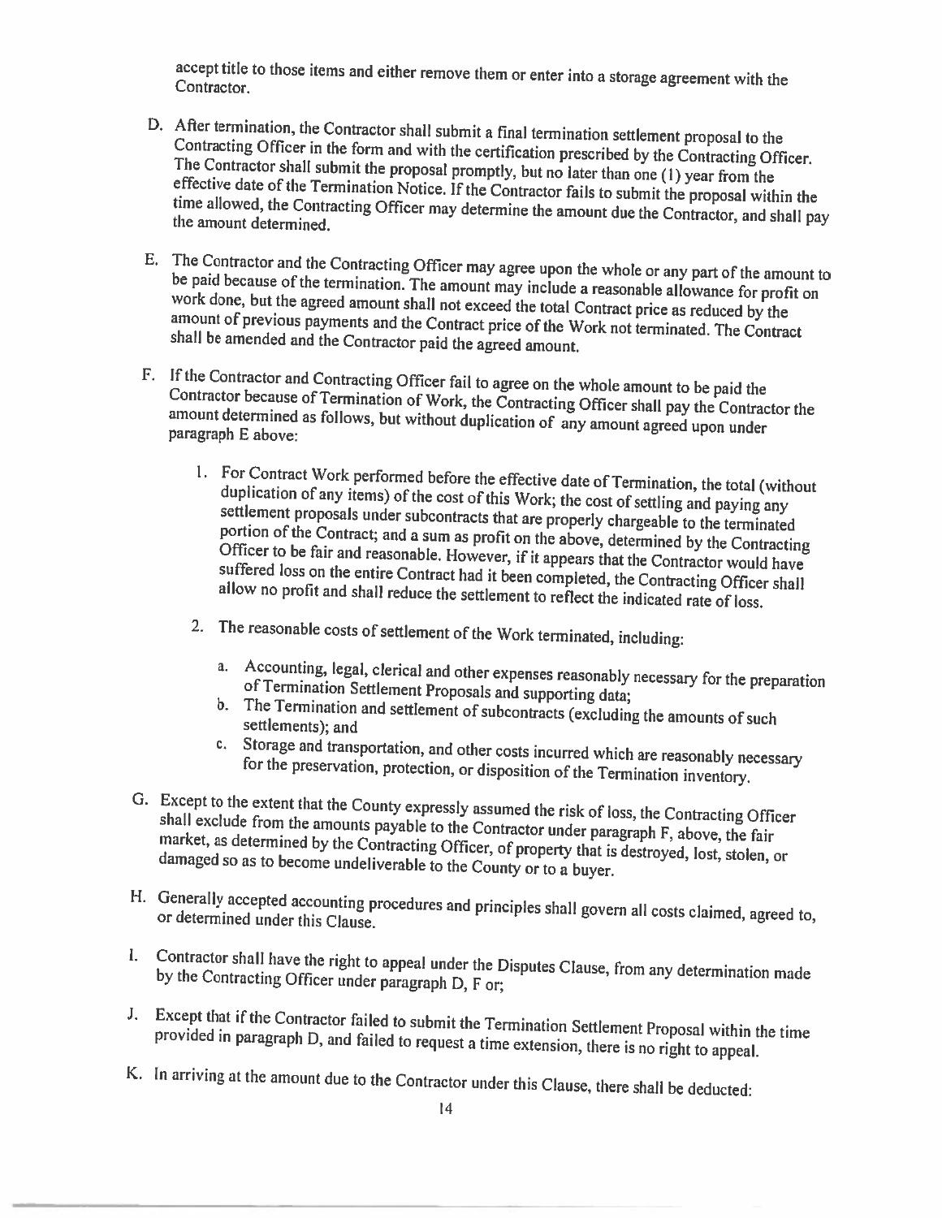accept title to those items and either remove them or enter into a storage agreement with the Contractor.

D. After termination, the Contractor shall submit a final termination settlement proposal to the Contracting Officer in the form and with the certification prescribed by the Contracting Officer. The Contractor shall submit the proposal promptly, but no later than one (1) year from the effective date of the Termination Notice. If the Contractor fails to submit the proposal within the time allowed, the Contracting Officer may determine the amount due the Contractor, and shall pay the amount determined.

E. The Contractor and the Contracting Officer may agree upon the whole or any part of the amount to be paid because of the termination. The amount may include a reasonable allowance for profit on work done, but the agreed amount shall not exceed the total Contract price as reduced by the amount of previous payments and the Contract price of the Work not terminated. The Contract shall be amended and the Contractor paid the agreed amount.

F. If the Contractor and Contracting Officer fail to agree on the whole amount to be paid the Contractor because of Termination of Work, the Contracting Officer shall pay the Contractor the amount determined as follows, but without duplication of any amount agreed upon under paragraph E above:

   1. For Contract Work performed before the effective date of Termination, the total (without duplication of any items) of the cost of this Work; the cost of settling and paying any settlement proposals under subcontracts that are properly chargeable to the terminated portion of the Contract; and a sum as profit on the above, determined by the Contracting Officer to be fair and reasonable. However, if it appears that the Contractor would have suffered loss on the entire Contract had it been completed, the Contracting Officer shall allow no profit and shall reduce the settlement to reflect the indicated rate of loss.

   2. The reasonable costs of settlement of the Work terminated, including:

      a. Accounting, legal, clerical and other expenses reasonably necessary for the preparation of Termination Settlement Proposals and supporting data;
      b. The Termination and settlement of subcontracts (excluding the amounts of such settlements); and
      c. Storage and transportation, and other costs incurred which are reasonably necessary for the preservation, protection, or disposition of the Termination inventory.

G. Except to the extent that the County expressly assumed the risk of loss, the Contracting Officer shall exclude from the amounts payable to the Contractor under paragraph F, above, the fair market, as determined by the Contracting Officer, of property that is destroyed, lost, stolen, or damaged so as to become undeliverable to the County or to a buyer.

H. Generally accepted accounting procedures and principles shall govern all costs claimed, agreed to, or determined under this Clause.

I. Contractor shall have the right to appeal under the Disputes Clause, from any determination made by the Contracting Officer under paragraph D, F or;

J. Except that if the Contractor failed to submit the Termination Settlement Proposal within the time provided in paragraph D, and failed to request a time extension, there is no right to appeal.

K. In arriving at the amount due to the Contractor under this Clause, there shall be deducted: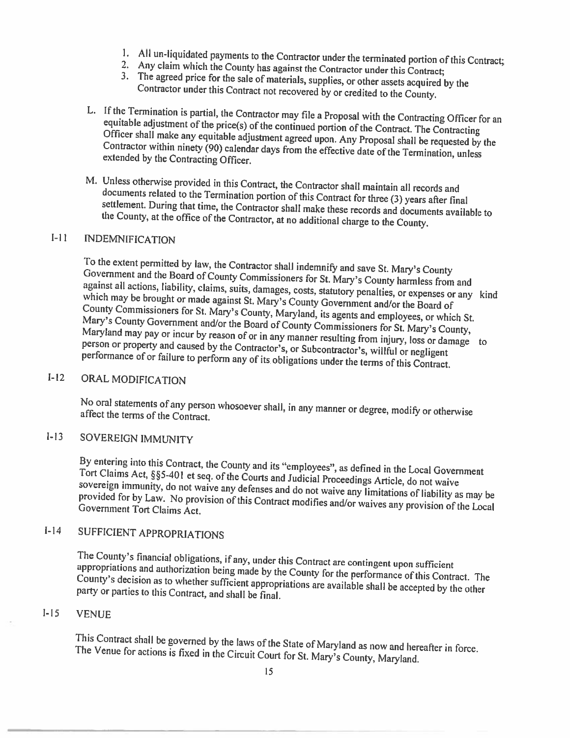1. All un-liquidated payments to the Contractor under the terminated portion of this Contract;
2. Any claim which the County has against the Contractor under this Contract;
3. The agreed price for the sale of materials, supplies, or other assets acquired by the Contractor under this Contract not recovered by or credited to the County.

L. If the Termination is partial, the Contractor may file a Proposal with the Contracting Officer for an equitable adjustment of the price(s) of the continued portion of the Contract. The Contracting Officer shall make any equitable adjustment agreed upon. Any Proposal shall be requested by the Contractor within ninety (90) calendar days from the effective date of the Termination, unless extended by the Contracting Officer.

M. Unless otherwise provided in this Contract, the Contractor shall maintain all records and documents related to the Termination portion of this Contract for three (3) years after final settlement. During that time, the Contractor shall make these records and documents available to the County, at the office of the Contractor, at no additional charge to the County.

## I-11 INDEMNIFICATION

To the extent permitted by law, the Contractor shall indemnify and save St. Mary's County Government and the Board of County Commissioners for St. Mary's County harmless from and against all actions, liability, claims, suits, damages, costs, statutory penalties, or expenses or any kind which may be brought or made against St. Mary's County Government and/or the Board of County Commissioners for St. Mary's County, Maryland, its agents and employees, or which St. Mary's County Government and/or the Board of County Commissioners for St. Mary's County, Maryland may pay or incur by reason of or in any manner resulting from injury, loss or damage to person or property and caused by the Contractor's, or Subcontractor's, willful or negligent performance of or failure to perform any of its obligations under the terms of this Contract.

## I-12 ORAL MODIFICATION

No oral statements of any person whosoever shall, in any manner or degree, modify or otherwise affect the terms of the Contract.

## I-13 SOVEREIGN IMMUNITY

By entering into this Contract, the County and its "employees", as defined in the Local Government Tort Claims Act, §§5-401 et seq. of the Courts and Judicial Proceedings Article, do not waive sovereign immunity, do not waive any defenses and do not waive any limitations of liability as may be provided for by Law. No provision of this Contract modifies and/or waives any provision of the Local Government Tort Claims Act.

## I-14 SUFFICIENT APPROPRIATIONS

The County's financial obligations, if any, under this Contract are contingent upon sufficient appropriations and authorization being made by the County for the performance of this Contract. The County's decision as to whether sufficient appropriations are available shall be accepted by the other party or parties to this Contract, and shall be final.

## I-15 VENUE

This Contract shall be governed by the laws of the State of Maryland as now and hereafter in force. The Venue for actions is fixed in the Circuit Court for St. Mary's County, Maryland.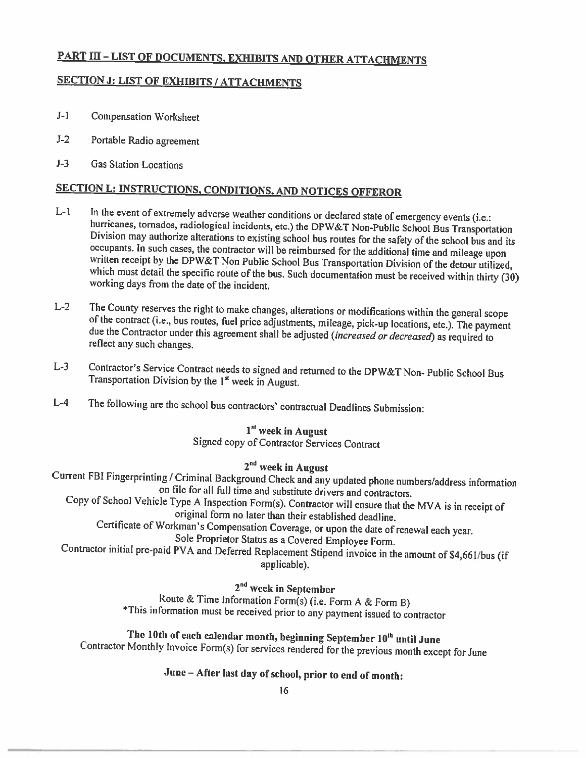## PART III – LIST OF DOCUMENTS, EXHIBITS AND OTHER ATTACHMENTS

### SECTION J: LIST OF EXHIBITS / ATTACHMENTS

J-1 Compensation Worksheet

J-2 Portable Radio agreement

J-3 Gas Station Locations

### SECTION L: INSTRUCTIONS, CONDITIONS, AND NOTICES OFFEROR

L-1 In the event of extremely adverse weather conditions or declared state of emergency events (i.e.: hurricanes, tornados, radiological incidents, etc.) the DPW&T Non-Public School Bus Transportation Division may authorize alterations to existing school bus routes for the safety of the school bus and its occupants. In such cases, the contractor will be reimbursed for the additional time and mileage upon written receipt by the DPW&T Non Public School Bus Transportation Division of the detour utilized, which must detail the specific route of the bus. Such documentation must be received within thirty (30) working days from the date of the incident.

L-2 The County reserves the right to make changes, alterations or modifications within the general scope of the contract (i.e., bus routes, fuel price adjustments, mileage, pick-up locations, etc.). The payment due the Contractor under this agreement shall be adjusted (*increased or decreased*) as required to reflect any such changes.

L-3 Contractor's Service Contract needs to signed and returned to the DPW&T Non- Public School Bus Transportation Division by the 1st week in August.

L-4 The following are the school bus contractors' contractual Deadlines Submission:

**1st week in August**
Signed copy of Contractor Services Contract

**2nd week in August**
Current FBI Fingerprinting / Criminal Background Check and any updated phone numbers/address information on file for all full time and substitute drivers and contractors.
Copy of School Vehicle Type A Inspection Form(s). Contractor will ensure that the MVA is in receipt of original form no later than their established deadline.
Certificate of Workman's Compensation Coverage, or upon the date of renewal each year.
Sole Proprietor Status as a Covered Employee Form.
Contractor initial pre-paid PVA and Deferred Replacement Stipend invoice in the amount of $4,661/bus (if applicable).

**2nd week in September**
Route & Time Information Form(s) (i.e. Form A & Form B)
*This information must be received prior to any payment issued to contractor

**The 10th of each calendar month, beginning September 10th until June**
Contractor Monthly Invoice Form(s) for services rendered for the previous month except for June

**June – After last day of school, prior to end of month:**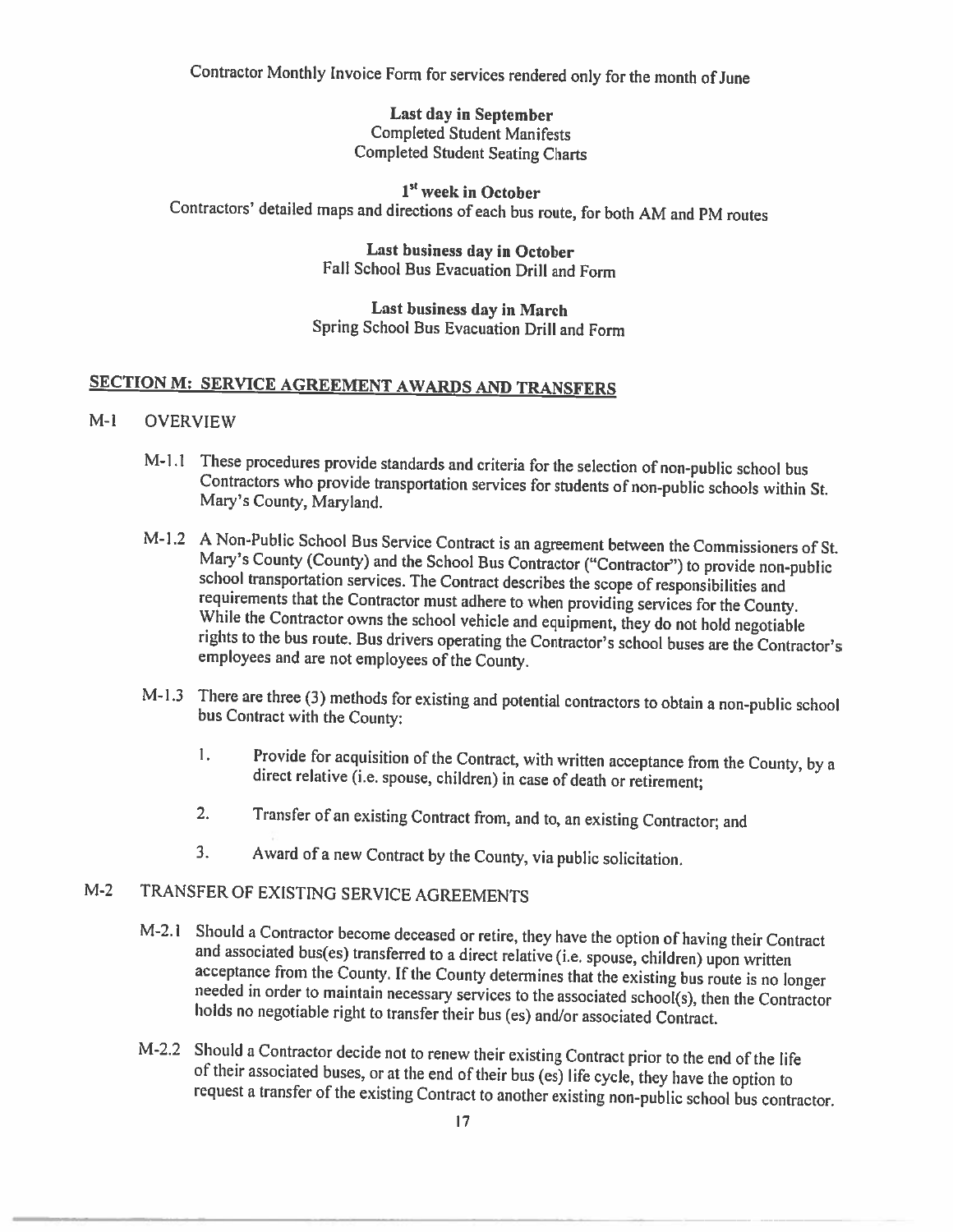Contractor Monthly Invoice Form for services rendered only for the month of June

**Last day in September**
Completed Student Manifests
Completed Student Seating Charts

**1st week in October**
Contractors' detailed maps and directions of each bus route, for both AM and PM routes

**Last business day in October**
Fall School Bus Evacuation Drill and Form

**Last business day in March**
Spring School Bus Evacuation Drill and Form

## SECTION M: SERVICE AGREEMENT AWARDS AND TRANSFERS

M-1 OVERVIEW

M-1.1 These procedures provide standards and criteria for the selection of non-public school bus Contractors who provide transportation services for students of non-public schools within St. Mary's County, Maryland.

M-1.2 A Non-Public School Bus Service Contract is an agreement between the Commissioners of St. Mary's County (County) and the School Bus Contractor ("Contractor") to provide non-public school transportation services. The Contract describes the scope of responsibilities and requirements that the Contractor must adhere to when providing services for the County. While the Contractor owns the school vehicle and equipment, they do not hold negotiable rights to the bus route. Bus drivers operating the Contractor's school buses are the Contractor's employees and are not employees of the County.

M-1.3 There are three (3) methods for existing and potential contractors to obtain a non-public school bus Contract with the County:

1. Provide for acquisition of the Contract, with written acceptance from the County, by a direct relative (i.e. spouse, children) in case of death or retirement;
2. Transfer of an existing Contract from, and to, an existing Contractor; and
3. Award of a new Contract by the County, via public solicitation.

M-2 TRANSFER OF EXISTING SERVICE AGREEMENTS

M-2.1 Should a Contractor become deceased or retire, they have the option of having their Contract and associated bus(es) transferred to a direct relative (i.e. spouse, children) upon written acceptance from the County. If the County determines that the existing bus route is no longer needed in order to maintain necessary services to the associated school(s), then the Contractor holds no negotiable right to transfer their bus (es) and/or associated Contract.

M-2.2 Should a Contractor decide not to renew their existing Contract prior to the end of the life of their associated buses, or at the end of their bus (es) life cycle, they have the option to request a transfer of the existing Contract to another existing non-public school bus contractor.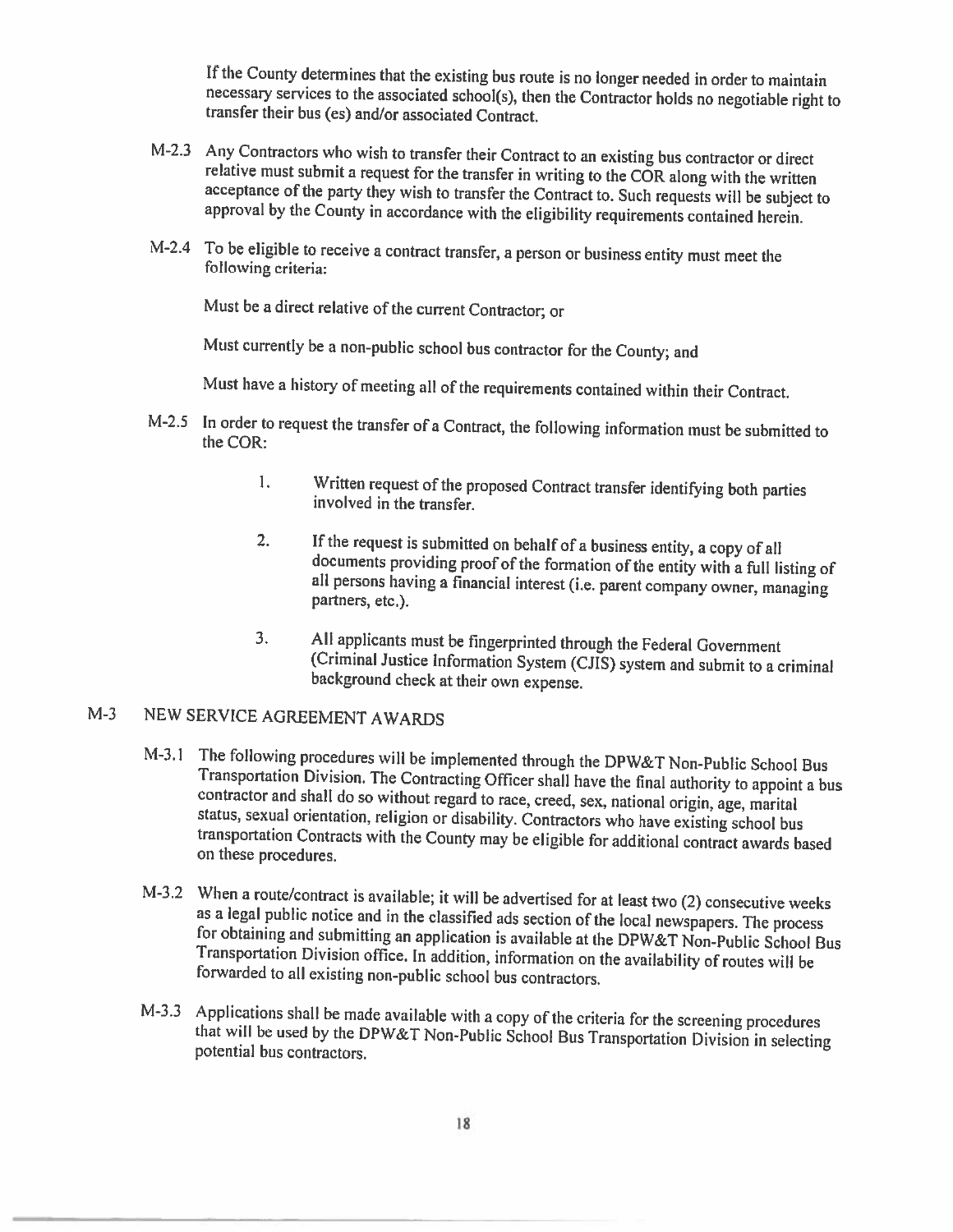If the County determines that the existing bus route is no longer needed in order to maintain necessary services to the associated school(s), then the Contractor holds no negotiable right to transfer their bus (es) and/or associated Contract.

M-2.3 Any Contractors who wish to transfer their Contract to an existing bus contractor or direct relative must submit a request for the transfer in writing to the COR along with the written acceptance of the party they wish to transfer the Contract to. Such requests will be subject to approval by the County in accordance with the eligibility requirements contained herein.

M-2.4 To be eligible to receive a contract transfer, a person or business entity must meet the following criteria:

Must be a direct relative of the current Contractor; or

Must currently be a non-public school bus contractor for the County; and

Must have a history of meeting all of the requirements contained within their Contract.

M-2.5 In order to request the transfer of a Contract, the following information must be submitted to the COR:

1. Written request of the proposed Contract transfer identifying both parties involved in the transfer.
2. If the request is submitted on behalf of a business entity, a copy of all documents providing proof of the formation of the entity with a full listing of all persons having a financial interest (i.e. parent company owner, managing partners, etc.).
3. All applicants must be fingerprinted through the Federal Government (Criminal Justice Information System (CJIS) system and submit to a criminal background check at their own expense.

## M-3 NEW SERVICE AGREEMENT AWARDS

M-3.1 The following procedures will be implemented through the DPW&T Non-Public School Bus Transportation Division. The Contracting Officer shall have the final authority to appoint a bus contractor and shall do so without regard to race, creed, sex, national origin, age, marital status, sexual orientation, religion or disability. Contractors who have existing school bus transportation Contracts with the County may be eligible for additional contract awards based on these procedures.

M-3.2 When a route/contract is available; it will be advertised for at least two (2) consecutive weeks as a legal public notice and in the classified ads section of the local newspapers. The process for obtaining and submitting an application is available at the DPW&T Non-Public School Bus Transportation Division office. In addition, information on the availability of routes will be forwarded to all existing non-public school bus contractors.

M-3.3 Applications shall be made available with a copy of the criteria for the screening procedures that will be used by the DPW&T Non-Public School Bus Transportation Division in selecting potential bus contractors.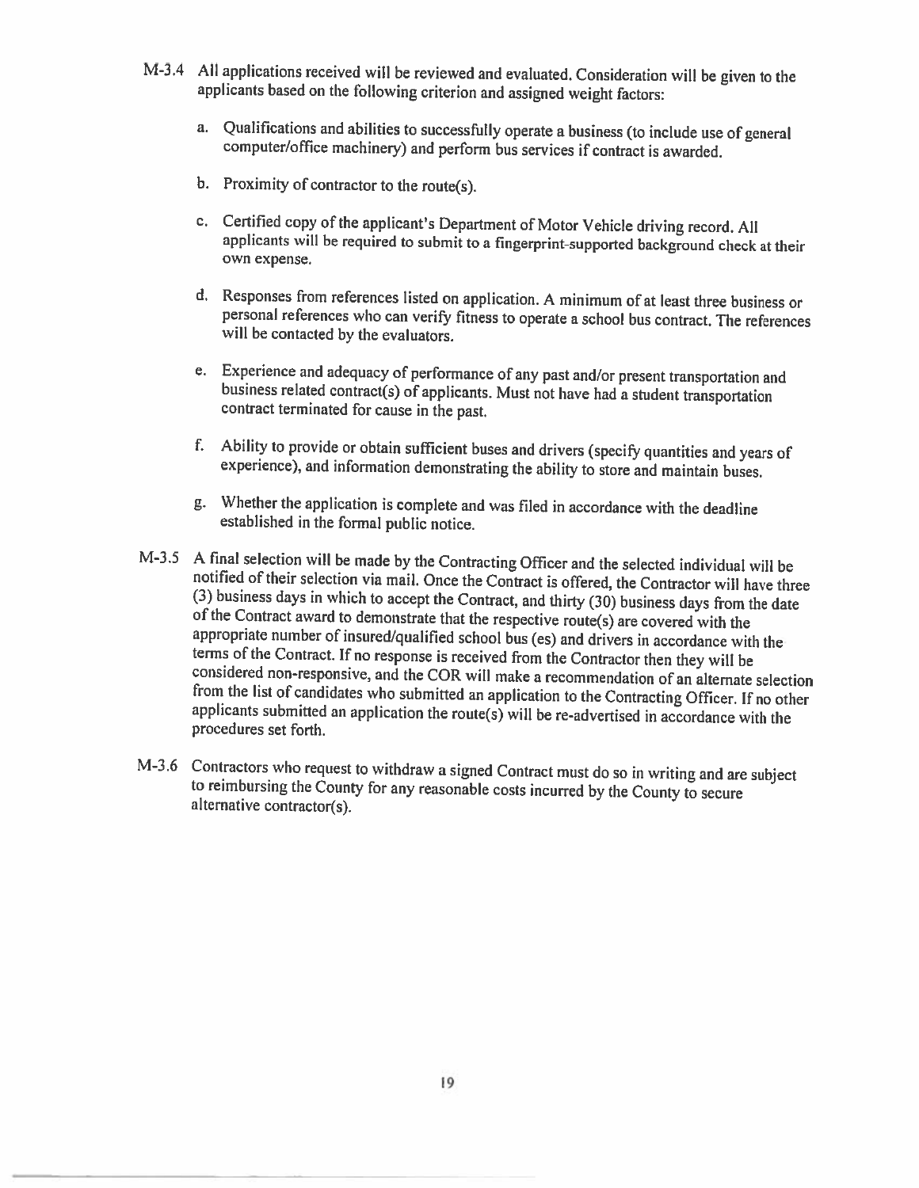M-3.4 All applications received will be reviewed and evaluated. Consideration will be given to the applicants based on the following criterion and assigned weight factors:

a. Qualifications and abilities to successfully operate a business (to include use of general computer/office machinery) and perform bus services if contract is awarded.

b. Proximity of contractor to the route(s).

c. Certified copy of the applicant's Department of Motor Vehicle driving record. All applicants will be required to submit to a fingerprint-supported background check at their own expense.

d. Responses from references listed on application. A minimum of at least three business or personal references who can verify fitness to operate a school bus contract. The references will be contacted by the evaluators.

e. Experience and adequacy of performance of any past and/or present transportation and business related contract(s) of applicants. Must not have had a student transportation contract terminated for cause in the past.

f. Ability to provide or obtain sufficient buses and drivers (specify quantities and years of experience), and information demonstrating the ability to store and maintain buses.

g. Whether the application is complete and was filed in accordance with the deadline established in the formal public notice.

M-3.5 A final selection will be made by the Contracting Officer and the selected individual will be notified of their selection via mail. Once the Contract is offered, the Contractor will have three (3) business days in which to accept the Contract, and thirty (30) business days from the date of the Contract award to demonstrate that the respective route(s) are covered with the appropriate number of insured/qualified school bus (es) and drivers in accordance with the terms of the Contract. If no response is received from the Contractor then they will be considered non-responsive, and the COR will make a recommendation of an alternate selection from the list of candidates who submitted an application to the Contracting Officer. If no other applicants submitted an application the route(s) will be re-advertised in accordance with the procedures set forth.

M-3.6 Contractors who request to withdraw a signed Contract must do so in writing and are subject to reimbursing the County for any reasonable costs incurred by the County to secure alternative contractor(s).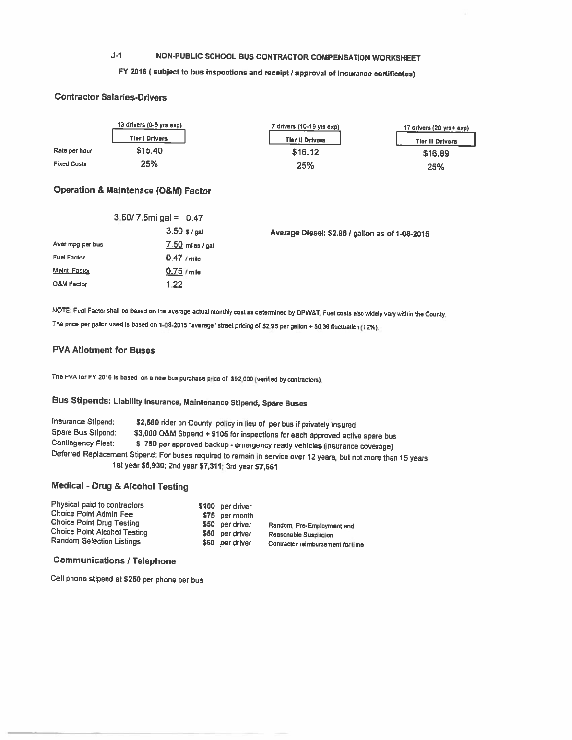J-1 NON-PUBLIC SCHOOL BUS CONTRACTOR COMPENSATION WORKSHEET

FY 2016 ( subject to bus inspections and receipt / approval of insurance certificates)

## Contractor Salaries-Drivers

| | 13 drivers (0-9 yrs exp) | 7 drivers (10-19 yrs exp) | 17 drivers (20 yrs+ exp) |
|---|---|---|---|
| | Tier I Drivers | Tier II Drivers | Tier III Drivers |
| Rate per hour | $15.40 | $16.12 | $16.89 |
| Fixed Costs | 25% | 25% | 25% |

## Operation & Maintenace (O&M) Factor

3.50/ 7.5mi gal = 0.47

| | | |
|---|---|---|
| | 3.50 $ / gal | Average Diesel: $2.96 / gallon as of 1-08-2015 |
| Aver mpg per bus | 7.50 miles / gal | |
| Fuel Factor | 0.47 / mile | |
| Maint Factor | 0.75 / mile | |
| O&M Factor | 1.22 | |

NOTE: Fuel Factor shall be based on the average actual monthly cost as determined by DPW&T. Fuel costs also widely vary within the County.
The price per gallon used is based on 1-08-2015 "average" street pricing of $2.96 per gallon + $0.36 fluctuation (12%).

## PVA Allotment for Buses

The PVA for FY 2016 is based on a new bus purchase price of $92,000 (verified by contractors).

## Bus Stipends: Liability Insurance, Maintenance Stipend, Spare Buses

Insurance Stipend: $2,580 rider on County policy in lieu of per bus if privately insured
Spare Bus Stipend: $3,000 O&M Stipend + $105 for inspections for each approved active spare bus
Contingency Fleet: $ 750 per approved backup - emergency ready vehicles (insurance coverage)
Deferred Replacement Stipend: For buses required to remain in service over 12 years, but not more than 15 years
1st year $6,930; 2nd year $7,311; 3rd year $7,661

## Medical - Drug & Alcohol Testing

| | | |
|---|---|---|
| Physical paid to contractors | $100 per driver | |
| Choice Point Admin Fee | $75 per month | |
| Choice Point Drug Testing | $50 per driver | Random, Pre-Employment and |
| Choice Point Alcohol Testing | $50 per driver | Reasonable Suspicion |
| Random Selection Listings | $60 per driver | Contractor reimbursement for time |

## Communications / Telephone

Cell phone stipend at $250 per phone per bus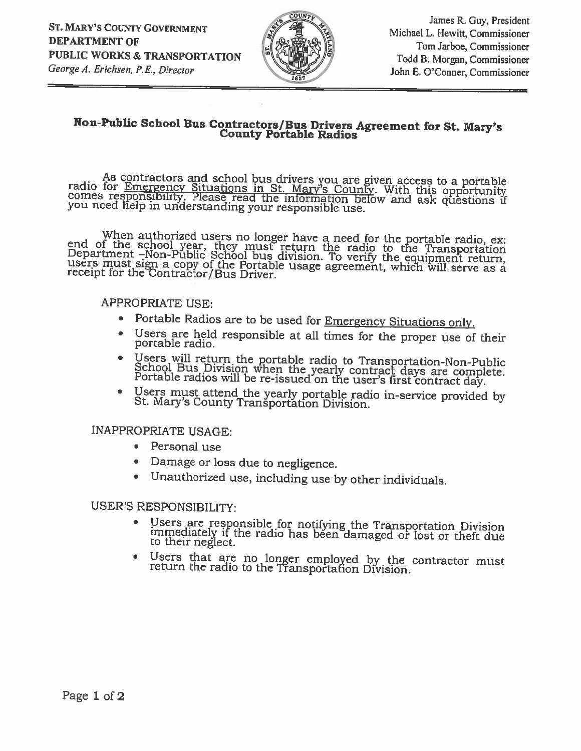ST. MARY'S COUNTY GOVERNMENT
DEPARTMENT OF
PUBLIC WORKS & TRANSPORTATION
*George A. Erichsen, P.E., Director*

James R. Guy, President
Michael L. Hewitt, Commissioner
Tom Jarboe, Commissioner
Todd B. Morgan, Commissioner
John E. O'Conner, Commissioner

## Non-Public School Bus Contractors/Bus Drivers Agreement for St. Mary's County Portable Radios

As contractors and school bus drivers you are given access to a portable radio for Emergency Situations in St. Mary's County. With this opportunity comes responsibility. Please read the information below and ask questions if you need help in understanding your responsible use.

When authorized users no longer have a need for the portable radio, ex: end of the school year, they must return the radio to the Transportation Department –Non-Public School bus division. To verify the equipment return, users must sign a copy of the Portable usage agreement, which will serve as a receipt for the Contractor/Bus Driver.

APPROPRIATE USE:

- Portable Radios are to be used for Emergency Situations only.
- Users are held responsible at all times for the proper use of their portable radio.
- Users will return the portable radio to Transportation-Non-Public School Bus Division when the yearly contract days are complete. Portable radios will be re-issued on the user's first contract day.
- Users must attend the yearly portable radio in-service provided by St. Mary's County Transportation Division.

INAPPROPRIATE USAGE:

- Personal use
- Damage or loss due to negligence.
- Unauthorized use, including use by other individuals.

USER'S RESPONSIBILITY:

- Users are responsible for notifying the Transportation Division immediately if the radio has been damaged or lost or theft due to their neglect.
- Users that are no longer employed by the contractor must return the radio to the Transportation Division.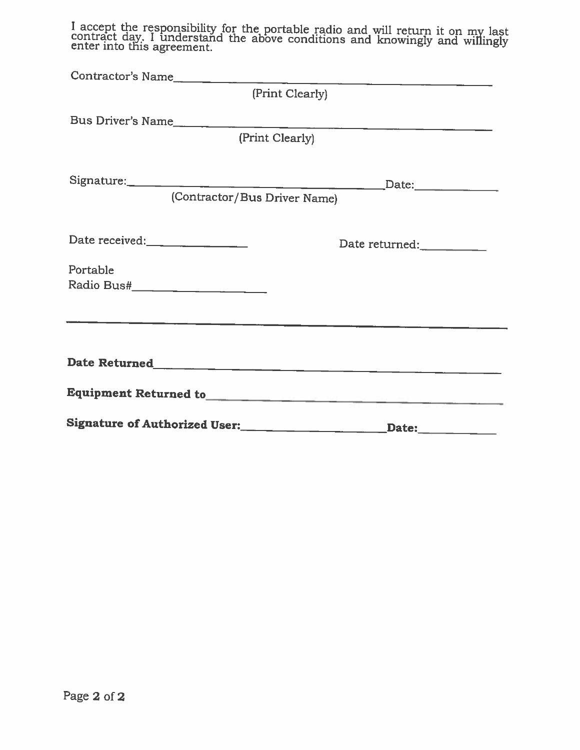I accept the responsibility for the portable radio and will return it on my last contract day. I understand the above conditions and knowingly and willingly enter into this agreement.

Contractor's Name______________________________________________

(Print Clearly)

Bus Driver's Name______________________________________________

(Print Clearly)

Signature:______________________________________ Date:____________

(Contractor/Bus Driver Name)

Date received:_______________ Date returned:__________

Portable
Radio Bus#____________________

---

**Date Returned**______________________________________________

**Equipment Returned to**________________________________________

**Signature of Authorized User:**______________________ **Date:**__________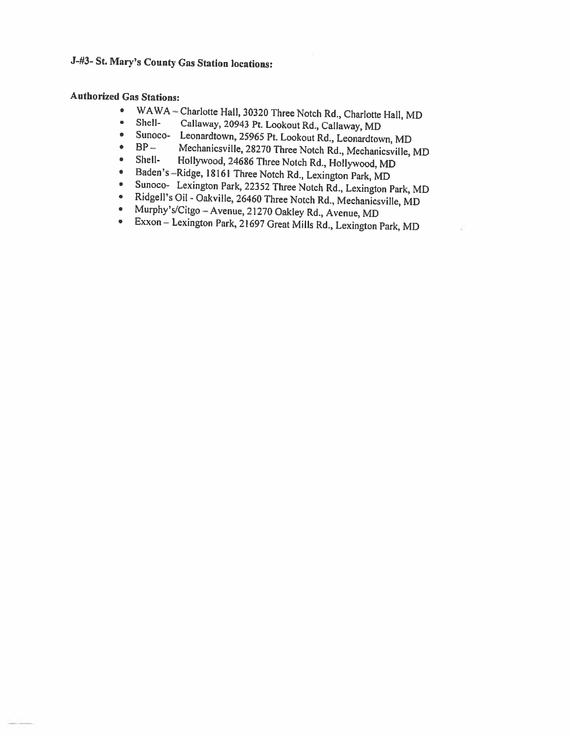**J-#3- St. Mary's County Gas Station locations:**

**Authorized Gas Stations:**

- WAWA – Charlotte Hall, 30320 Three Notch Rd., Charlotte Hall, MD
- Shell- Callaway, 20943 Pt. Lookout Rd., Callaway, MD
- Sunoco- Leonardtown, 25965 Pt. Lookout Rd., Leonardtown, MD
- BP – Mechanicsville, 28270 Three Notch Rd., Mechanicsville, MD
- Shell- Hollywood, 24686 Three Notch Rd., Hollywood, MD
- Baden's –Ridge, 18161 Three Notch Rd., Lexington Park, MD
- Sunoco- Lexington Park, 22352 Three Notch Rd., Lexington Park, MD
- Ridgell's Oil - Oakville, 26460 Three Notch Rd., Mechanicsville, MD
- Murphy's/Citgo – Avenue, 21270 Oakley Rd., Avenue, MD
- Exxon – Lexington Park, 21697 Great Mills Rd., Lexington Park, MD